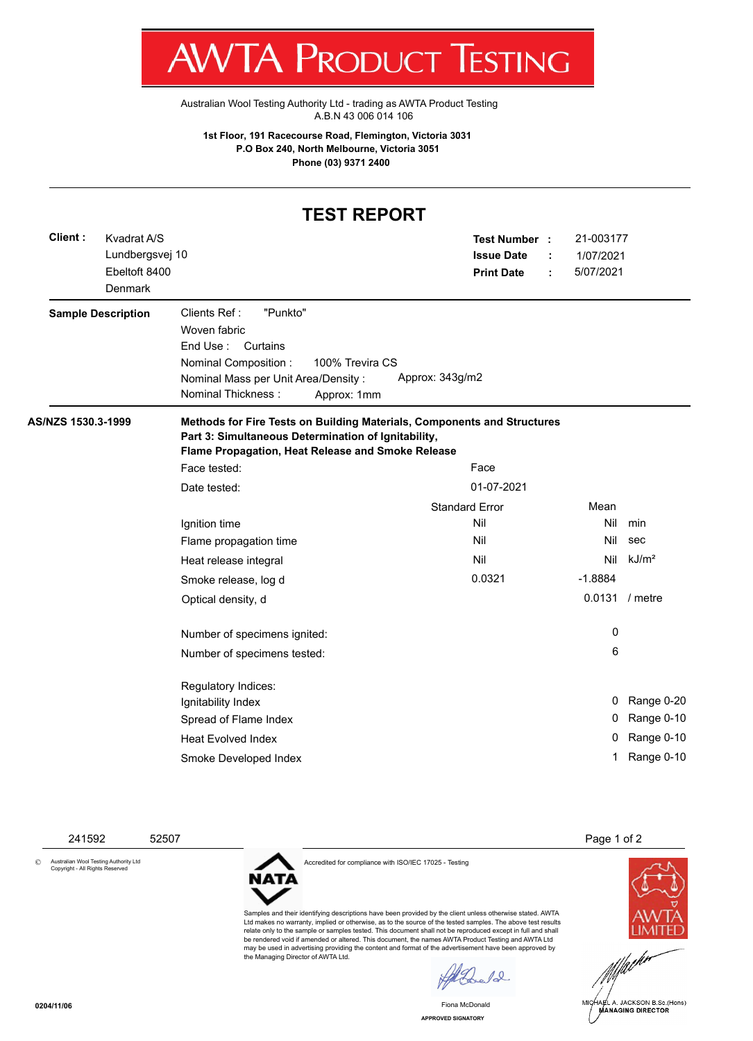# AWTA PRODUCT TESTING

Australian Wool Testing Authority Ltd - trading as AWTA Product Testing
A.B.N 43 006 014 106

**1st Floor, 191 Racecourse Road, Flemington, Victoria 3031**
**P.O Box 240, North Melbourne, Victoria 3051**
**Phone (03) 9371 2400**

## TEST REPORT

**Client :** Kvadrat A/S
Lundbergsvej 10
Ebeltoft 8400
Denmark

**Test Number :** 21-003177
**Issue Date :** 1/07/2021
**Print Date :** 5/07/2021

**Sample Description**

Clients Ref : "Punkto"
Woven fabric
End Use : Curtains
Nominal Composition : 100% Trevira CS
Nominal Mass per Unit Area/Density : Approx: 343g/m2
Nominal Thickness : Approx: 1mm

**AS/NZS 1530.3-1999**

**Methods for Fire Tests on Building Materials, Components and Structures**
**Part 3: Simultaneous Determination of Ignitability,**
**Flame Propagation, Heat Release and Smoke Release**

Face tested: Face
Date tested: 01-07-2021

| | Standard Error | Mean | |
|---|---|---|---|
| Ignition time | Nil | Nil | min |
| Flame propagation time | Nil | Nil | sec |
| Heat release integral | Nil | Nil | kJ/m² |
| Smoke release, log d | 0.0321 | -1.8884 | |
| Optical density, d | | 0.0131 | / metre |

| | |
|---|---|
| Number of specimens ignited: | 0 |
| Number of specimens tested: | 6 |

Regulatory Indices:

| | | |
|---|---|---|
| Ignitability Index | 0 | Range 0-20 |
| Spread of Flame Index | 0 | Range 0-10 |
| Heat Evolved Index | 0 | Range 0-10 |
| Smoke Developed Index | 1 | Range 0-10 |

241592 52507

© Australian Wool Testing Authority Ltd
Copyright - All Rights Reserved

Accredited for compliance with ISO/IEC 17025 - Testing

Samples and their identifying descriptions have been provided by the client unless otherwise stated. AWTA Ltd makes no warranty, implied or otherwise, as to the source of the tested samples. The above test results relate only to the sample or samples tested. This document shall not be reproduced except in full and shall be rendered void if amended or altered. This document, the names AWTA Product Testing and AWTA Ltd may be used in advertising providing the content and format of the advertisement have been approved by the Managing Director of AWTA Ltd.

Fiona McDonald
APPROVED SIGNATORY

MICHAEL A. JACKSON B.Sc.(Hons)
MANAGING DIRECTOR

0204/11/06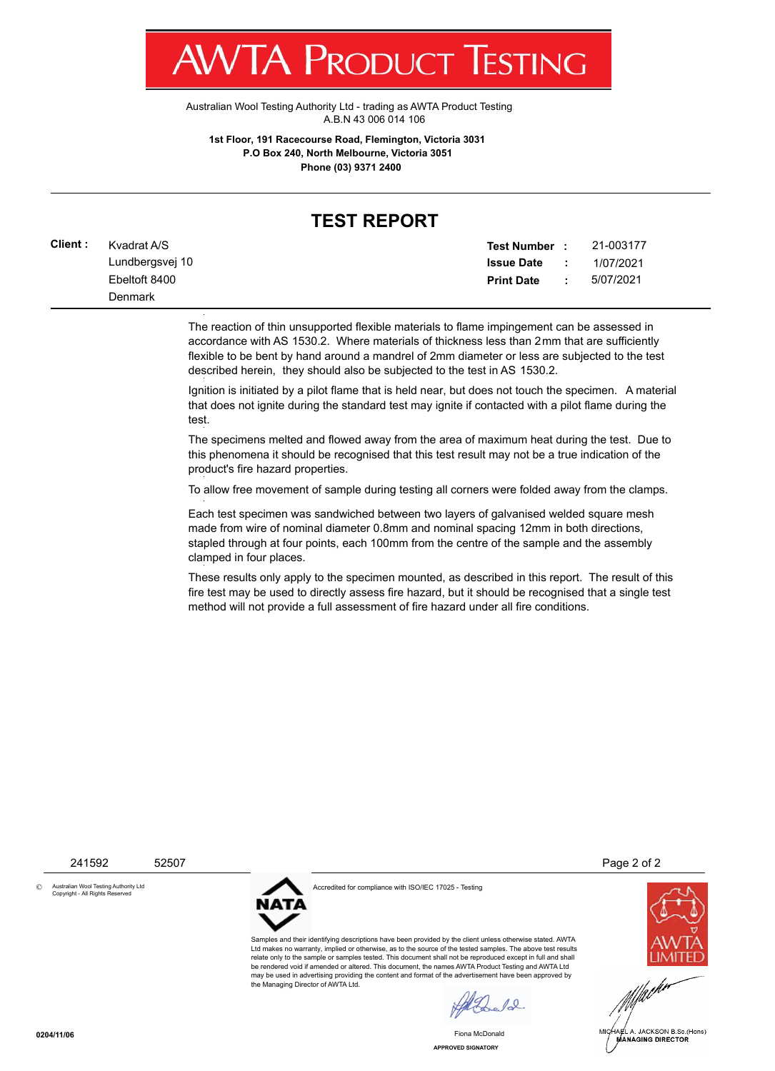# AWTA PRODUCT TESTING

Australian Wool Testing Authority Ltd - trading as AWTA Product Testing
A.B.N 43 006 014 106

**1st Floor, 191 Racecourse Road, Flemington, Victoria 3031**
**P.O Box 240, North Melbourne, Victoria 3051**
**Phone (03) 9371 2400**

## TEST REPORT

| | | | | |
|---|---|---|---|---|
| **Client :** | Kvadrat A/S | **Test Number** | **:** | 21-003177 |
| | Lundbergsvej 10 | **Issue Date** | **:** | 1/07/2021 |
| | Ebeltoft 8400 | **Print Date** | **:** | 5/07/2021 |
| | Denmark | | | |

The reaction of thin unsupported flexible materials to flame impingement can be assessed in accordance with AS 1530.2. Where materials of thickness less than 2mm that are sufficiently flexible to be bent by hand around a mandrel of 2mm diameter or less are subjected to the test described herein, they should also be subjected to the test in AS 1530.2.

Ignition is initiated by a pilot flame that is held near, but does not touch the specimen. A material that does not ignite during the standard test may ignite if contacted with a pilot flame during the test.

The specimens melted and flowed away from the area of maximum heat during the test. Due to this phenomena it should be recognised that this test result may not be a true indication of the product's fire hazard properties.

To allow free movement of sample during testing all corners were folded away from the clamps.

Each test specimen was sandwiched between two layers of galvanised welded square mesh made from wire of nominal diameter 0.8mm and nominal spacing 12mm in both directions, stapled through at four points, each 100mm from the centre of the sample and the assembly clamped in four places.

These results only apply to the specimen mounted, as described in this report. The result of this fire test may be used to directly assess fire hazard, but it should be recognised that a single test method will not provide a full assessment of fire hazard under all fire conditions.

241592 52507

© Australian Wool Testing Authority Ltd
Copyright - All Rights Reserved

NATA

Accredited for compliance with ISO/IEC 17025 - Testing

Samples and their identifying descriptions have been provided by the client unless otherwise stated. AWTA Ltd makes no warranty, implied or otherwise, as to the source of the tested samples. The above test results relate only to the sample or samples tested. This document shall not be reproduced except in full and shall be rendered void if amended or altered. This document, the names AWTA Product Testing and AWTA Ltd may be used in advertising providing the content and format of the advertisement have been approved by the Managing Director of AWTA Ltd.

AWTA LIMITED

Fiona McDonald
APPROVED SIGNATORY

MICHAEL A. JACKSON B.Sc.(Hons)
MANAGING DIRECTOR

0204/11/06